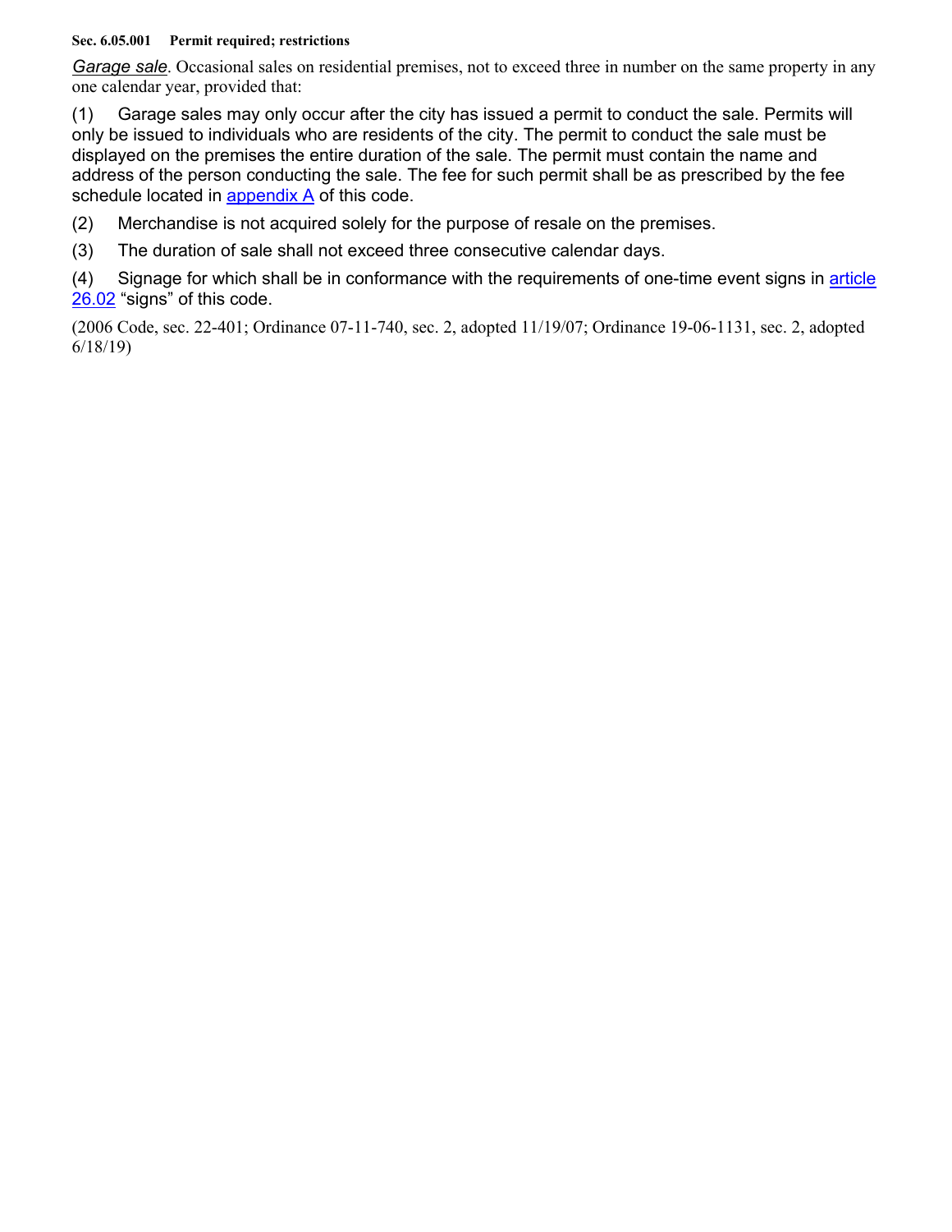**Sec. 6.05.001 Permit required; restrictions**

*Garage sale*. Occasional sales on residential premises, not to exceed three in number on the same property in any one calendar year, provided that:

(1) Garage sales may only occur after the city has issued a permit to conduct the sale. Permits will only be issued to individuals who are residents of the city. The permit to conduct the sale must be displayed on the premises the entire duration of the sale. The permit must contain the name and address of the person conducting the sale. The fee for such permit shall be as prescribed by the fee schedule located in appendix A of this code.

(2) Merchandise is not acquired solely for the purpose of resale on the premises.

(3) The duration of sale shall not exceed three consecutive calendar days.

(4) Signage for which shall be in conformance with the requirements of one-time event signs in article 26.02 "signs" of this code.

(2006 Code, sec. 22-401; Ordinance 07-11-740, sec. 2, adopted 11/19/07; Ordinance 19-06-1131, sec. 2, adopted 6/18/19)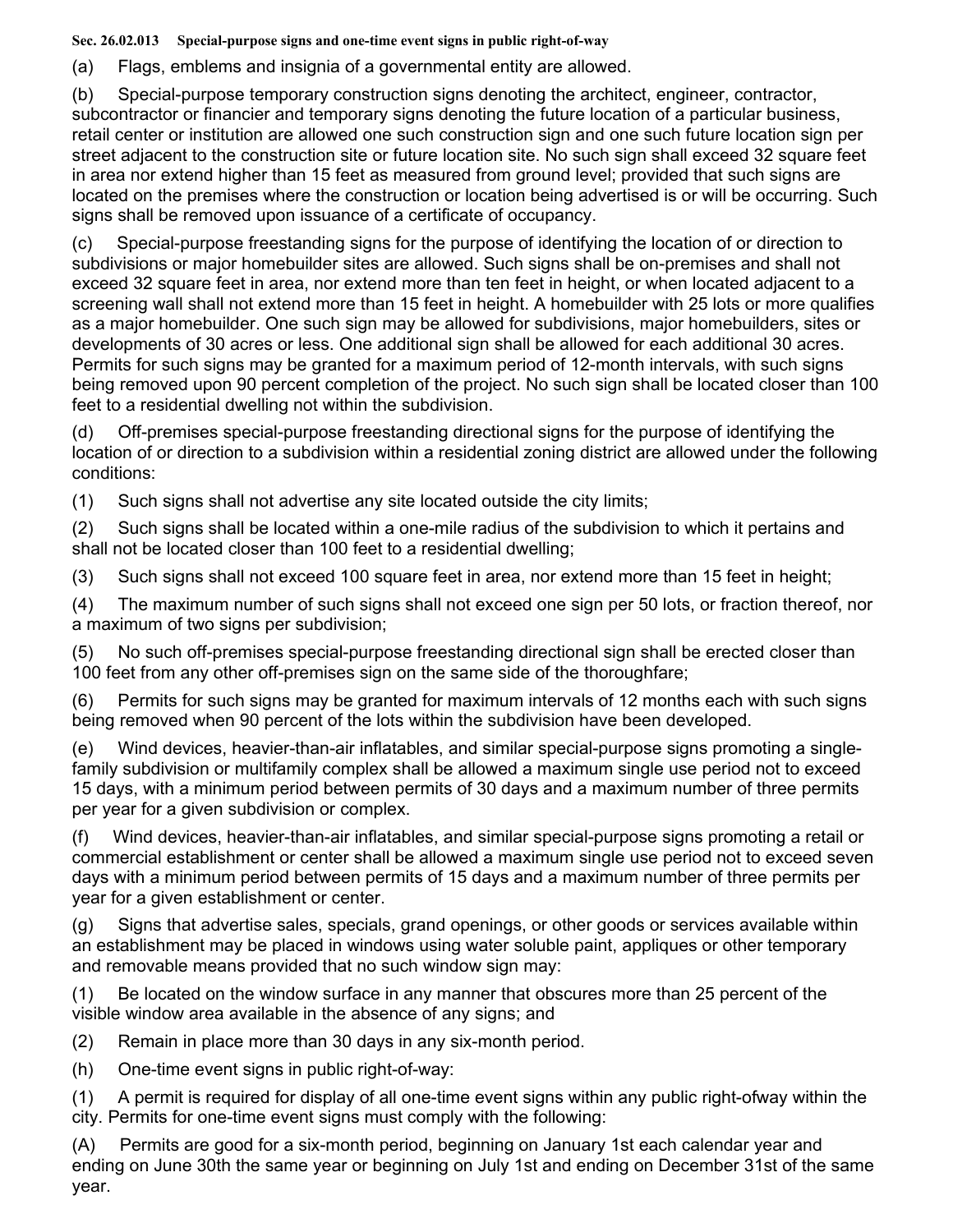**Sec. 26.02.013 Special-purpose signs and one-time event signs in public right-of-way**

(a) Flags, emblems and insignia of a governmental entity are allowed.

(b) Special-purpose temporary construction signs denoting the architect, engineer, contractor, subcontractor or financier and temporary signs denoting the future location of a particular business, retail center or institution are allowed one such construction sign and one such future location sign per street adjacent to the construction site or future location site. No such sign shall exceed 32 square feet in area nor extend higher than 15 feet as measured from ground level; provided that such signs are located on the premises where the construction or location being advertised is or will be occurring. Such signs shall be removed upon issuance of a certificate of occupancy.

(c) Special-purpose freestanding signs for the purpose of identifying the location of or direction to subdivisions or major homebuilder sites are allowed. Such signs shall be on-premises and shall not exceed 32 square feet in area, nor extend more than ten feet in height, or when located adjacent to a screening wall shall not extend more than 15 feet in height. A homebuilder with 25 lots or more qualifies as a major homebuilder. One such sign may be allowed for subdivisions, major homebuilders, sites or developments of 30 acres or less. One additional sign shall be allowed for each additional 30 acres. Permits for such signs may be granted for a maximum period of 12-month intervals, with such signs being removed upon 90 percent completion of the project. No such sign shall be located closer than 100 feet to a residential dwelling not within the subdivision.

(d) Off-premises special-purpose freestanding directional signs for the purpose of identifying the location of or direction to a subdivision within a residential zoning district are allowed under the following conditions:

(1) Such signs shall not advertise any site located outside the city limits;

(2) Such signs shall be located within a one-mile radius of the subdivision to which it pertains and shall not be located closer than 100 feet to a residential dwelling;

(3) Such signs shall not exceed 100 square feet in area, nor extend more than 15 feet in height;

(4) The maximum number of such signs shall not exceed one sign per 50 lots, or fraction thereof, nor a maximum of two signs per subdivision;

(5) No such off-premises special-purpose freestanding directional sign shall be erected closer than 100 feet from any other off-premises sign on the same side of the thoroughfare;

(6) Permits for such signs may be granted for maximum intervals of 12 months each with such signs being removed when 90 percent of the lots within the subdivision have been developed.

(e) Wind devices, heavier-than-air inflatables, and similar special-purpose signs promoting a single-family subdivision or multifamily complex shall be allowed a maximum single use period not to exceed 15 days, with a minimum period between permits of 30 days and a maximum number of three permits per year for a given subdivision or complex.

(f) Wind devices, heavier-than-air inflatables, and similar special-purpose signs promoting a retail or commercial establishment or center shall be allowed a maximum single use period not to exceed seven days with a minimum period between permits of 15 days and a maximum number of three permits per year for a given establishment or center.

(g) Signs that advertise sales, specials, grand openings, or other goods or services available within an establishment may be placed in windows using water soluble paint, appliques or other temporary and removable means provided that no such window sign may:

(1) Be located on the window surface in any manner that obscures more than 25 percent of the visible window area available in the absence of any signs; and

(2) Remain in place more than 30 days in any six-month period.

(h) One-time event signs in public right-of-way:

(1) A permit is required for display of all one-time event signs within any public right-ofway within the city. Permits for one-time event signs must comply with the following:

(A) Permits are good for a six-month period, beginning on January 1st each calendar year and ending on June 30th the same year or beginning on July 1st and ending on December 31st of the same year.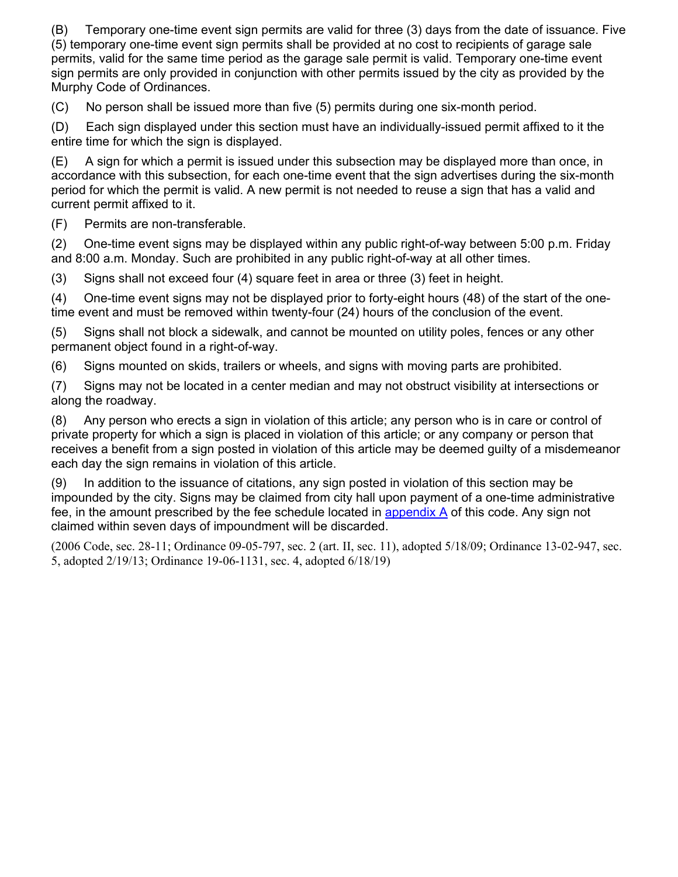(B) Temporary one-time event sign permits are valid for three (3) days from the date of issuance. Five (5) temporary one-time event sign permits shall be provided at no cost to recipients of garage sale permits, valid for the same time period as the garage sale permit is valid. Temporary one-time event sign permits are only provided in conjunction with other permits issued by the city as provided by the Murphy Code of Ordinances.

(C) No person shall be issued more than five (5) permits during one six-month period.

(D) Each sign displayed under this section must have an individually-issued permit affixed to it the entire time for which the sign is displayed.

(E) A sign for which a permit is issued under this subsection may be displayed more than once, in accordance with this subsection, for each one-time event that the sign advertises during the six-month period for which the permit is valid. A new permit is not needed to reuse a sign that has a valid and current permit affixed to it.

(F) Permits are non-transferable.

(2) One-time event signs may be displayed within any public right-of-way between 5:00 p.m. Friday and 8:00 a.m. Monday. Such are prohibited in any public right-of-way at all other times.

(3) Signs shall not exceed four (4) square feet in area or three (3) feet in height.

(4) One-time event signs may not be displayed prior to forty-eight hours (48) of the start of the one-time event and must be removed within twenty-four (24) hours of the conclusion of the event.

(5) Signs shall not block a sidewalk, and cannot be mounted on utility poles, fences or any other permanent object found in a right-of-way.

(6) Signs mounted on skids, trailers or wheels, and signs with moving parts are prohibited.

(7) Signs may not be located in a center median and may not obstruct visibility at intersections or along the roadway.

(8) Any person who erects a sign in violation of this article; any person who is in care or control of private property for which a sign is placed in violation of this article; or any company or person that receives a benefit from a sign posted in violation of this article may be deemed guilty of a misdemeanor each day the sign remains in violation of this article.

(9) In addition to the issuance of citations, any sign posted in violation of this section may be impounded by the city. Signs may be claimed from city hall upon payment of a one-time administrative fee, in the amount prescribed by the fee schedule located in appendix A of this code. Any sign not claimed within seven days of impoundment will be discarded.

(2006 Code, sec. 28-11; Ordinance 09-05-797, sec. 2 (art. II, sec. 11), adopted 5/18/09; Ordinance 13-02-947, sec. 5, adopted 2/19/13; Ordinance 19-06-1131, sec. 4, adopted 6/18/19)